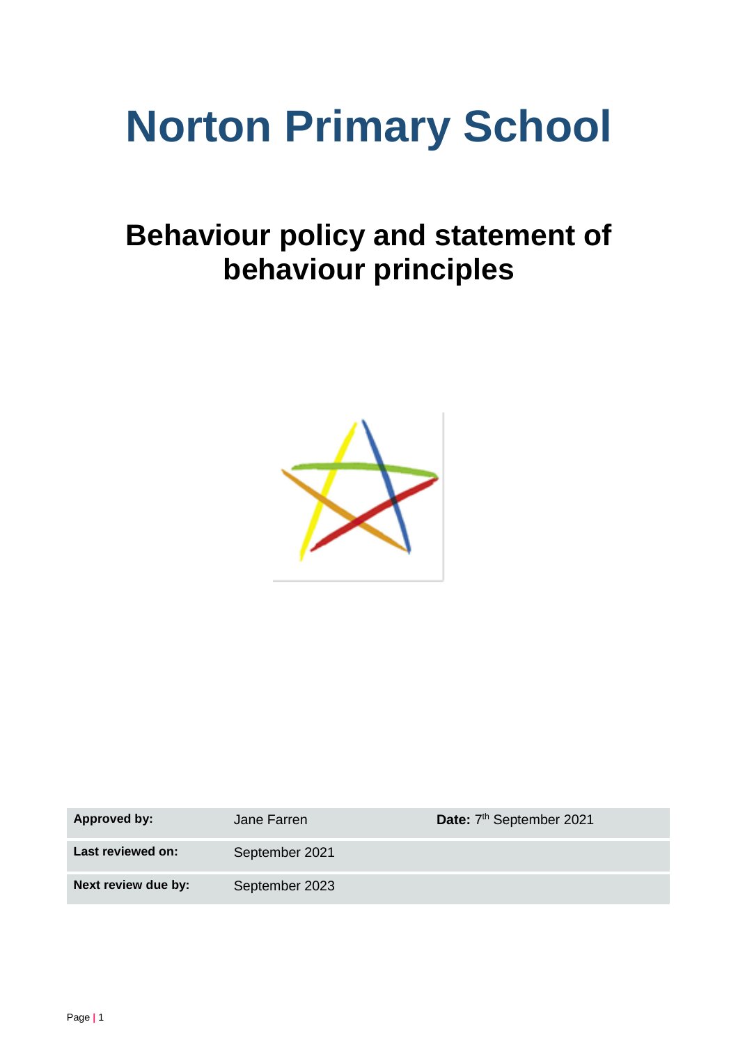# Norton Primary School

## Behaviour policy and statement of behaviour principles

| **Approved by:** | Jane Farren | **Date:** 7th September 2021 |
|---|---|---|
| **Last reviewed on:** | September 2021 | |
| **Next review due by:** | September 2023 | |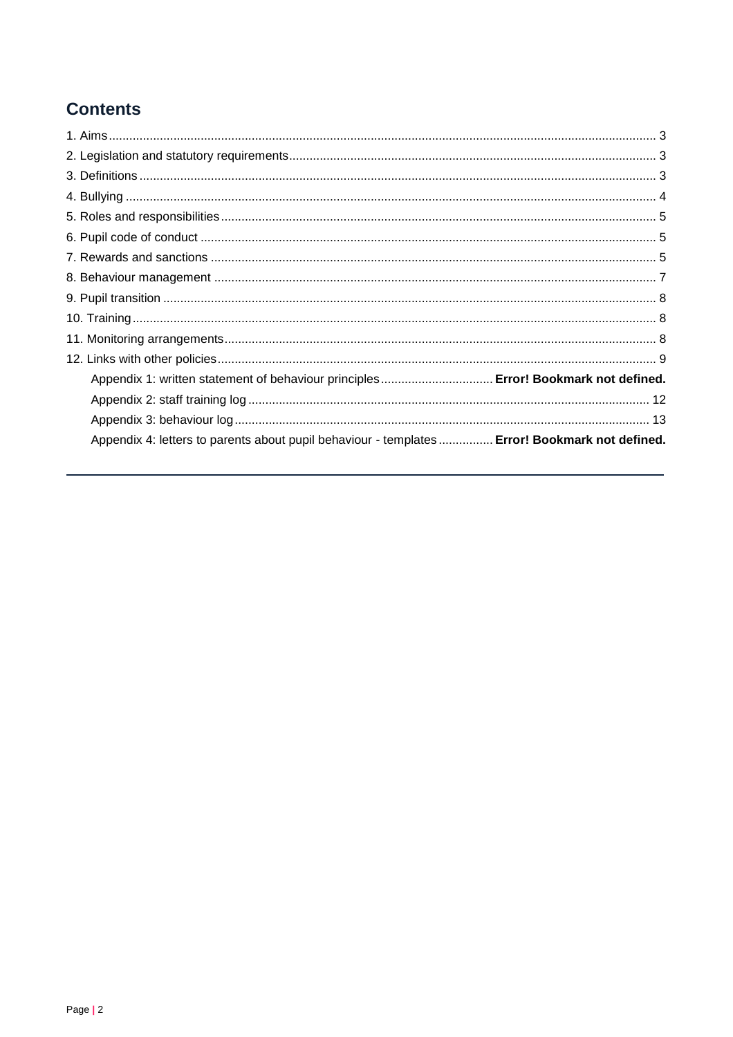# Contents

1. Aims ............................................................................................................................................. 3
2. Legislation and statutory requirements ......................................................................................... 3
3. Definitions .................................................................................................................................... 3
4. Bullying ........................................................................................................................................ 4
5. Roles and responsibilities ............................................................................................................ 5
6. Pupil code of conduct .................................................................................................................. 5
7. Rewards and sanctions ................................................................................................................ 5
8. Behaviour management ............................................................................................................... 7
9. Pupil transition ............................................................................................................................. 8
10. Training ...................................................................................................................................... 8
11. Monitoring arrangements ........................................................................................................... 8
12. Links with other policies ............................................................................................................. 9
    - Appendix 1: written statement of behaviour principles ................................ **Error! Bookmark not defined.**
    - Appendix 2: staff training log ..................................................................................................... 12
    - Appendix 3: behaviour log ......................................................................................................... 13
    - Appendix 4: letters to parents about pupil behaviour - templates ................ **Error! Bookmark not defined.**

---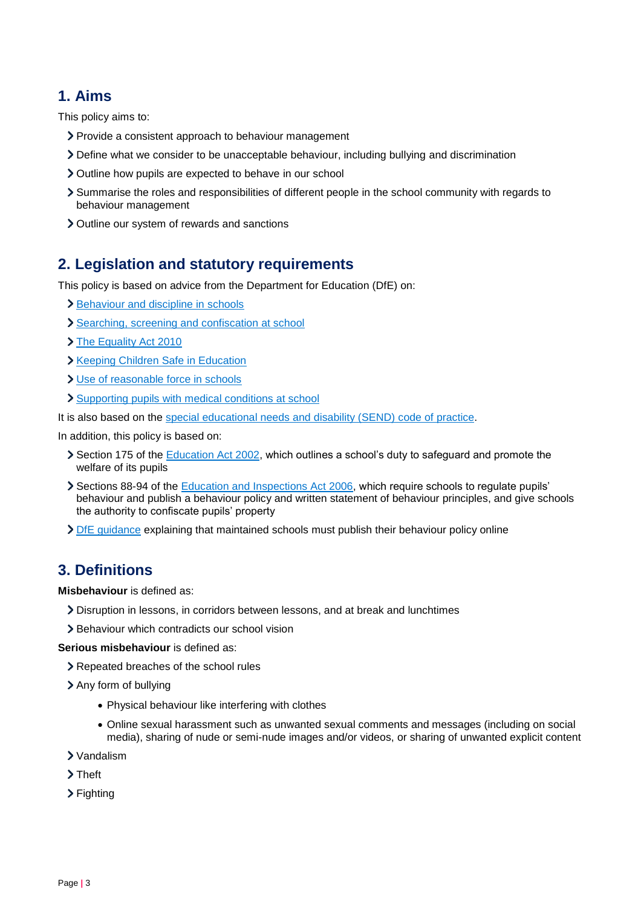## 1. Aims

This policy aims to:

- Provide a consistent approach to behaviour management
- Define what we consider to be unacceptable behaviour, including bullying and discrimination
- Outline how pupils are expected to behave in our school
- Summarise the roles and responsibilities of different people in the school community with regards to behaviour management
- Outline our system of rewards and sanctions

## 2. Legislation and statutory requirements

This policy is based on advice from the Department for Education (DfE) on:

- Behaviour and discipline in schools
- Searching, screening and confiscation at school
- The Equality Act 2010
- Keeping Children Safe in Education
- Use of reasonable force in schools
- Supporting pupils with medical conditions at school

It is also based on the special educational needs and disability (SEND) code of practice.

In addition, this policy is based on:

- Section 175 of the Education Act 2002, which outlines a school's duty to safeguard and promote the welfare of its pupils
- Sections 88-94 of the Education and Inspections Act 2006, which require schools to regulate pupils' behaviour and publish a behaviour policy and written statement of behaviour principles, and give schools the authority to confiscate pupils' property
- DfE guidance explaining that maintained schools must publish their behaviour policy online

## 3. Definitions

**Misbehaviour** is defined as:

- Disruption in lessons, in corridors between lessons, and at break and lunchtimes
- Behaviour which contradicts our school vision

**Serious misbehaviour** is defined as:

- Repeated breaches of the school rules
- Any form of bullying
    - Physical behaviour like interfering with clothes
    - Online sexual harassment such as unwanted sexual comments and messages (including on social media), sharing of nude or semi-nude images and/or videos, or sharing of unwanted explicit content
- Vandalism
- Theft
- Fighting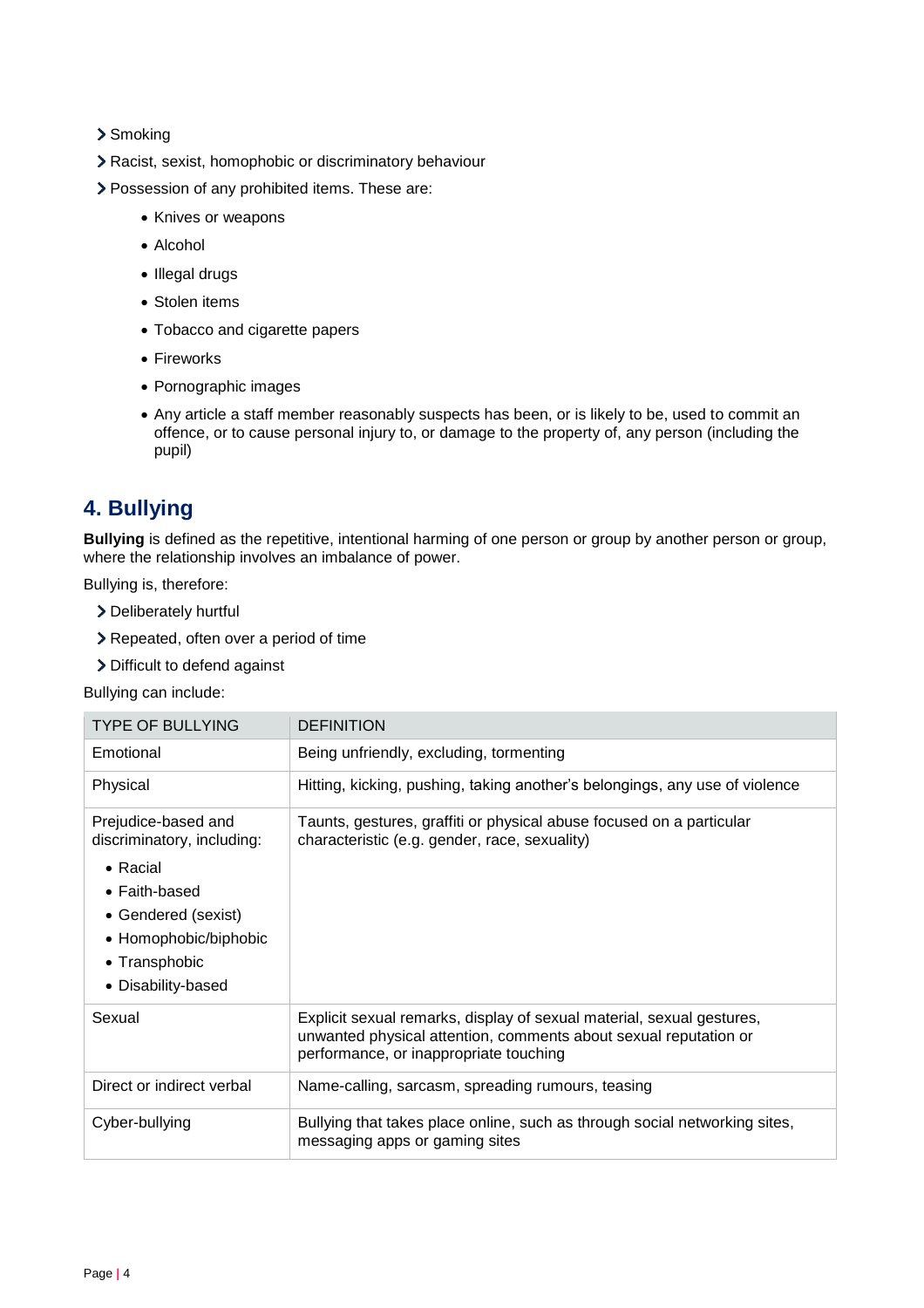- Smoking
- Racist, sexist, homophobic or discriminatory behaviour
- Possession of any prohibited items. These are:
    - Knives or weapons
    - Alcohol
    - Illegal drugs
    - Stolen items
    - Tobacco and cigarette papers
    - Fireworks
    - Pornographic images
    - Any article a staff member reasonably suspects has been, or is likely to be, used to commit an offence, or to cause personal injury to, or damage to the property of, any person (including the pupil)

## 4. Bullying

**Bullying** is defined as the repetitive, intentional harming of one person or group by another person or group, where the relationship involves an imbalance of power.

Bullying is, therefore:

- Deliberately hurtful
- Repeated, often over a period of time
- Difficult to defend against

Bullying can include:

| TYPE OF BULLYING | DEFINITION |
|---|---|
| Emotional | Being unfriendly, excluding, tormenting |
| Physical | Hitting, kicking, pushing, taking another's belongings, any use of violence |
| Prejudice-based and discriminatory, including:<br>• Racial<br>• Faith-based<br>• Gendered (sexist)<br>• Homophobic/biphobic<br>• Transphobic<br>• Disability-based | Taunts, gestures, graffiti or physical abuse focused on a particular characteristic (e.g. gender, race, sexuality) |
| Sexual | Explicit sexual remarks, display of sexual material, sexual gestures, unwanted physical attention, comments about sexual reputation or performance, or inappropriate touching |
| Direct or indirect verbal | Name-calling, sarcasm, spreading rumours, teasing |
| Cyber-bullying | Bullying that takes place online, such as through social networking sites, messaging apps or gaming sites |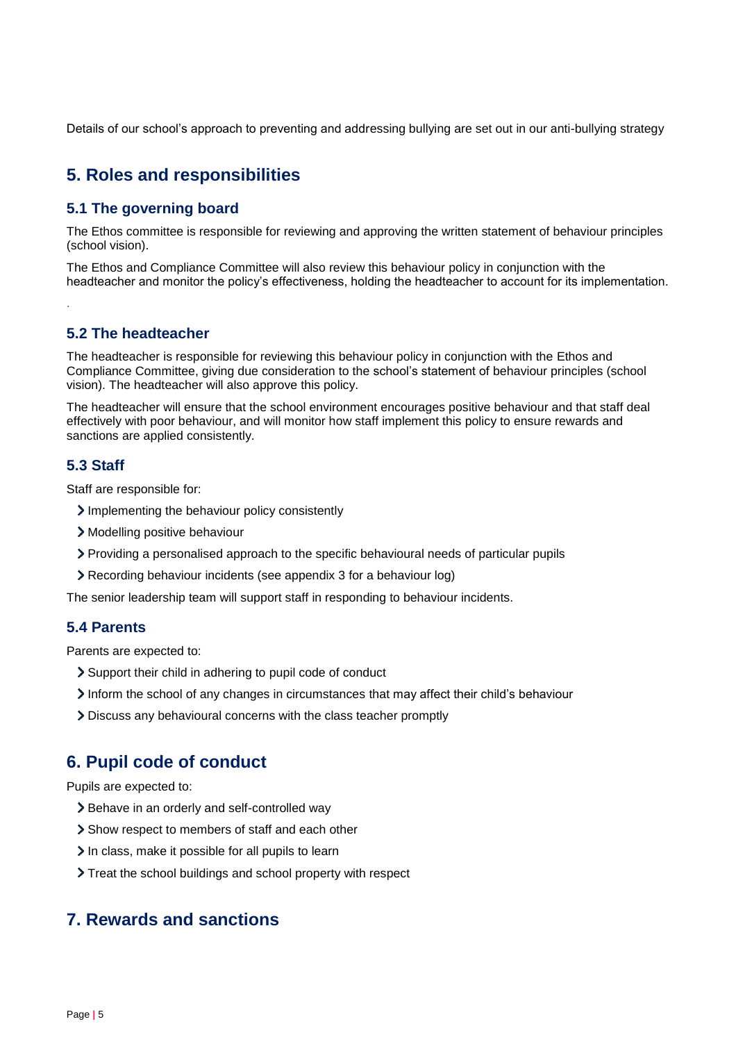Details of our school's approach to preventing and addressing bullying are set out in our anti-bullying strategy

## 5. Roles and responsibilities

### 5.1 The governing board

The Ethos committee is responsible for reviewing and approving the written statement of behaviour principles (school vision).

The Ethos and Compliance Committee will also review this behaviour policy in conjunction with the headteacher and monitor the policy's effectiveness, holding the headteacher to account for its implementation.

.

### 5.2 The headteacher

The headteacher is responsible for reviewing this behaviour policy in conjunction with the Ethos and Compliance Committee, giving due consideration to the school's statement of behaviour principles (school vision). The headteacher will also approve this policy.

The headteacher will ensure that the school environment encourages positive behaviour and that staff deal effectively with poor behaviour, and will monitor how staff implement this policy to ensure rewards and sanctions are applied consistently.

### 5.3 Staff

Staff are responsible for:

- Implementing the behaviour policy consistently
- Modelling positive behaviour
- Providing a personalised approach to the specific behavioural needs of particular pupils
- Recording behaviour incidents (see appendix 3 for a behaviour log)

The senior leadership team will support staff in responding to behaviour incidents.

### 5.4 Parents

Parents are expected to:

- Support their child in adhering to pupil code of conduct
- Inform the school of any changes in circumstances that may affect their child's behaviour
- Discuss any behavioural concerns with the class teacher promptly

## 6. Pupil code of conduct

Pupils are expected to:

- Behave in an orderly and self-controlled way
- Show respect to members of staff and each other
- In class, make it possible for all pupils to learn
- Treat the school buildings and school property with respect

## 7. Rewards and sanctions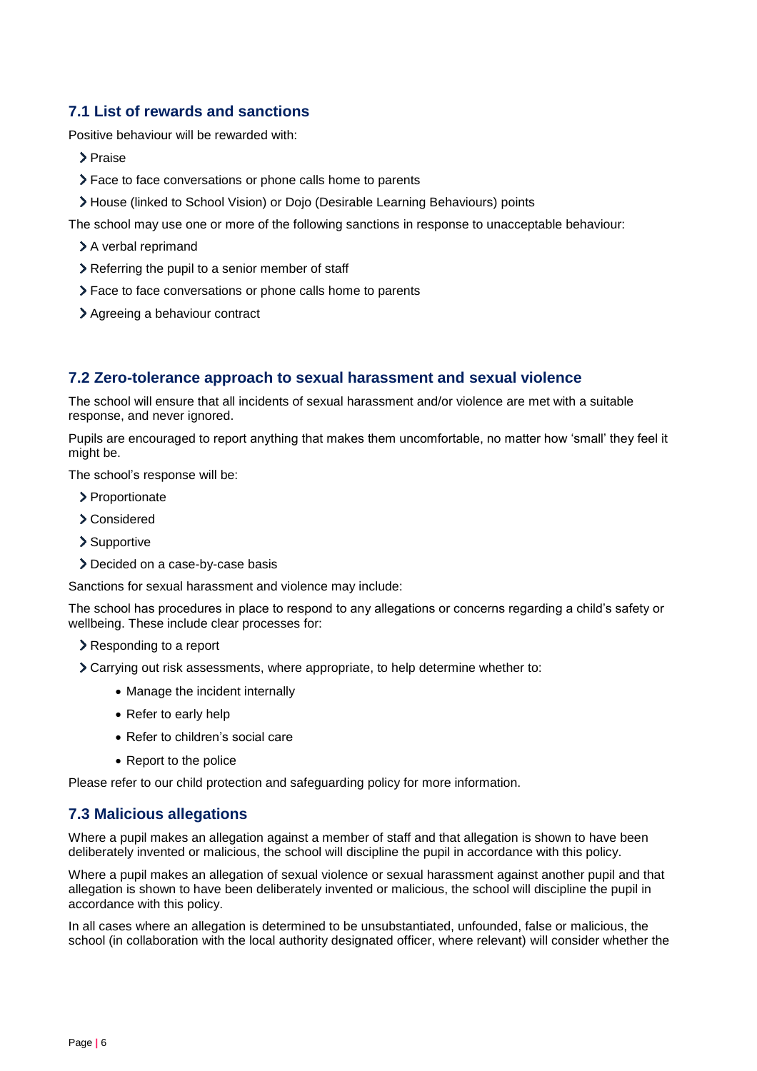### 7.1 List of rewards and sanctions

Positive behaviour will be rewarded with:

- Praise
- Face to face conversations or phone calls home to parents
- House (linked to School Vision) or Dojo (Desirable Learning Behaviours) points

The school may use one or more of the following sanctions in response to unacceptable behaviour:

- A verbal reprimand
- Referring the pupil to a senior member of staff
- Face to face conversations or phone calls home to parents
- Agreeing a behaviour contract

### 7.2 Zero-tolerance approach to sexual harassment and sexual violence

The school will ensure that all incidents of sexual harassment and/or violence are met with a suitable response, and never ignored.

Pupils are encouraged to report anything that makes them uncomfortable, no matter how 'small' they feel it might be.

The school's response will be:

- Proportionate
- Considered
- Supportive
- Decided on a case-by-case basis

Sanctions for sexual harassment and violence may include:

The school has procedures in place to respond to any allegations or concerns regarding a child's safety or wellbeing. These include clear processes for:

- Responding to a report
- Carrying out risk assessments, where appropriate, to help determine whether to:
  - Manage the incident internally
  - Refer to early help
  - Refer to children's social care
  - Report to the police

Please refer to our child protection and safeguarding policy for more information.

### 7.3 Malicious allegations

Where a pupil makes an allegation against a member of staff and that allegation is shown to have been deliberately invented or malicious, the school will discipline the pupil in accordance with this policy.

Where a pupil makes an allegation of sexual violence or sexual harassment against another pupil and that allegation is shown to have been deliberately invented or malicious, the school will discipline the pupil in accordance with this policy.

In all cases where an allegation is determined to be unsubstantiated, unfounded, false or malicious, the school (in collaboration with the local authority designated officer, where relevant) will consider whether the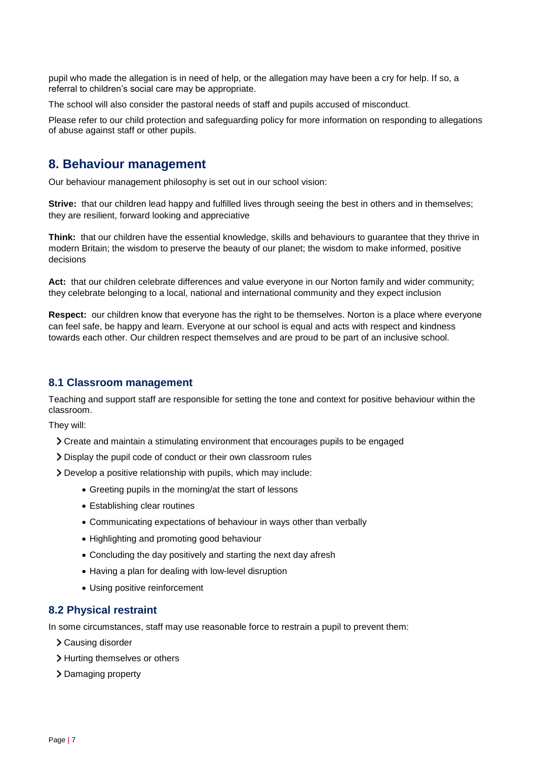pupil who made the allegation is in need of help, or the allegation may have been a cry for help. If so, a referral to children's social care may be appropriate.

The school will also consider the pastoral needs of staff and pupils accused of misconduct.

Please refer to our child protection and safeguarding policy for more information on responding to allegations of abuse against staff or other pupils.

## 8. Behaviour management

Our behaviour management philosophy is set out in our school vision:

**Strive:** that our children lead happy and fulfilled lives through seeing the best in others and in themselves; they are resilient, forward looking and appreciative

**Think:** that our children have the essential knowledge, skills and behaviours to guarantee that they thrive in modern Britain; the wisdom to preserve the beauty of our planet; the wisdom to make informed, positive decisions

**Act:** that our children celebrate differences and value everyone in our Norton family and wider community; they celebrate belonging to a local, national and international community and they expect inclusion

**Respect:** our children know that everyone has the right to be themselves. Norton is a place where everyone can feel safe, be happy and learn. Everyone at our school is equal and acts with respect and kindness towards each other. Our children respect themselves and are proud to be part of an inclusive school.

### 8.1 Classroom management

Teaching and support staff are responsible for setting the tone and context for positive behaviour within the classroom.

They will:

- Create and maintain a stimulating environment that encourages pupils to be engaged
- Display the pupil code of conduct or their own classroom rules
- Develop a positive relationship with pupils, which may include:
    - Greeting pupils in the morning/at the start of lessons
    - Establishing clear routines
    - Communicating expectations of behaviour in ways other than verbally
    - Highlighting and promoting good behaviour
    - Concluding the day positively and starting the next day afresh
    - Having a plan for dealing with low-level disruption
    - Using positive reinforcement

### 8.2 Physical restraint

In some circumstances, staff may use reasonable force to restrain a pupil to prevent them:

- Causing disorder
- Hurting themselves or others
- Damaging property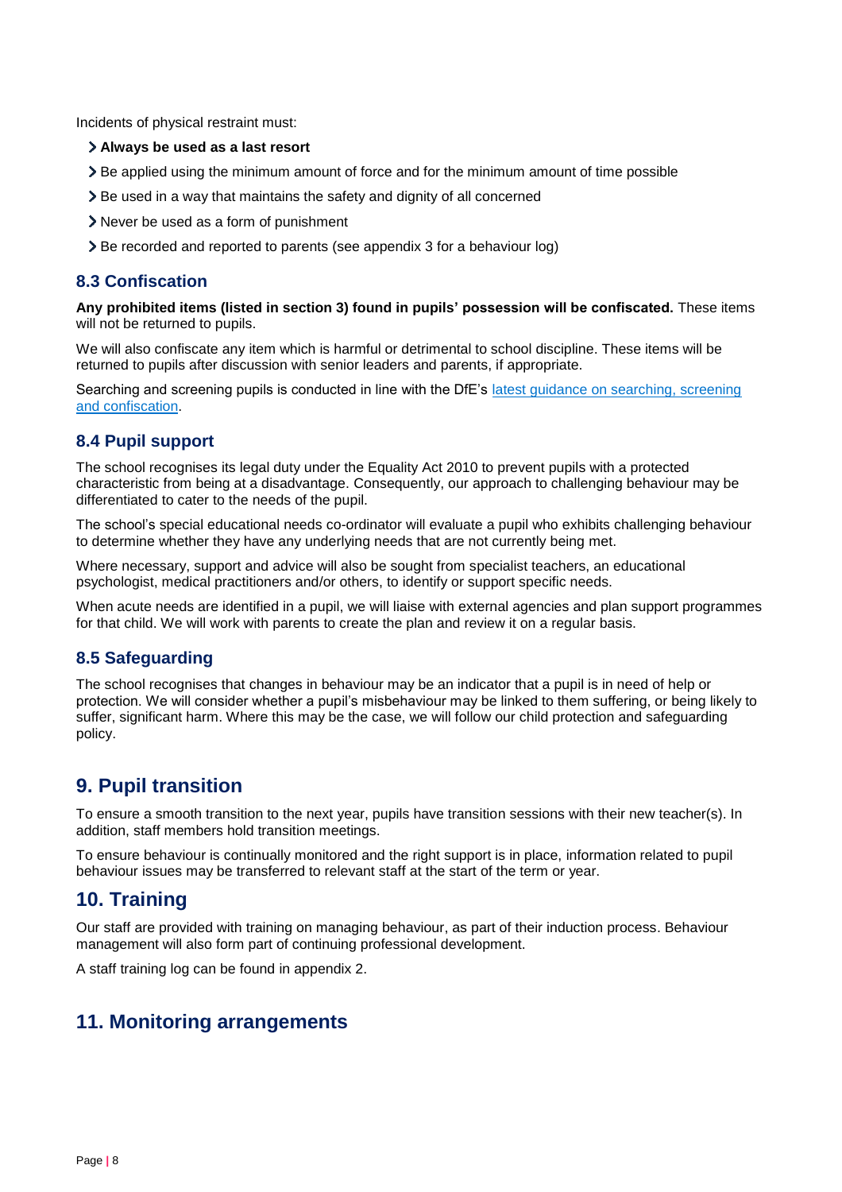Incidents of physical restraint must:

- **Always be used as a last resort**
- Be applied using the minimum amount of force and for the minimum amount of time possible
- Be used in a way that maintains the safety and dignity of all concerned
- Never be used as a form of punishment
- Be recorded and reported to parents (see appendix 3 for a behaviour log)

### 8.3 Confiscation

**Any prohibited items (listed in section 3) found in pupils' possession will be confiscated.** These items will not be returned to pupils.

We will also confiscate any item which is harmful or detrimental to school discipline. These items will be returned to pupils after discussion with senior leaders and parents, if appropriate.

Searching and screening pupils is conducted in line with the DfE's latest guidance on searching, screening and confiscation.

### 8.4 Pupil support

The school recognises its legal duty under the Equality Act 2010 to prevent pupils with a protected characteristic from being at a disadvantage. Consequently, our approach to challenging behaviour may be differentiated to cater to the needs of the pupil.

The school's special educational needs co-ordinator will evaluate a pupil who exhibits challenging behaviour to determine whether they have any underlying needs that are not currently being met.

Where necessary, support and advice will also be sought from specialist teachers, an educational psychologist, medical practitioners and/or others, to identify or support specific needs.

When acute needs are identified in a pupil, we will liaise with external agencies and plan support programmes for that child. We will work with parents to create the plan and review it on a regular basis.

### 8.5 Safeguarding

The school recognises that changes in behaviour may be an indicator that a pupil is in need of help or protection. We will consider whether a pupil's misbehaviour may be linked to them suffering, or being likely to suffer, significant harm. Where this may be the case, we will follow our child protection and safeguarding policy.

## 9. Pupil transition

To ensure a smooth transition to the next year, pupils have transition sessions with their new teacher(s). In addition, staff members hold transition meetings.

To ensure behaviour is continually monitored and the right support is in place, information related to pupil behaviour issues may be transferred to relevant staff at the start of the term or year.

## 10. Training

Our staff are provided with training on managing behaviour, as part of their induction process. Behaviour management will also form part of continuing professional development.

A staff training log can be found in appendix 2.

## 11. Monitoring arrangements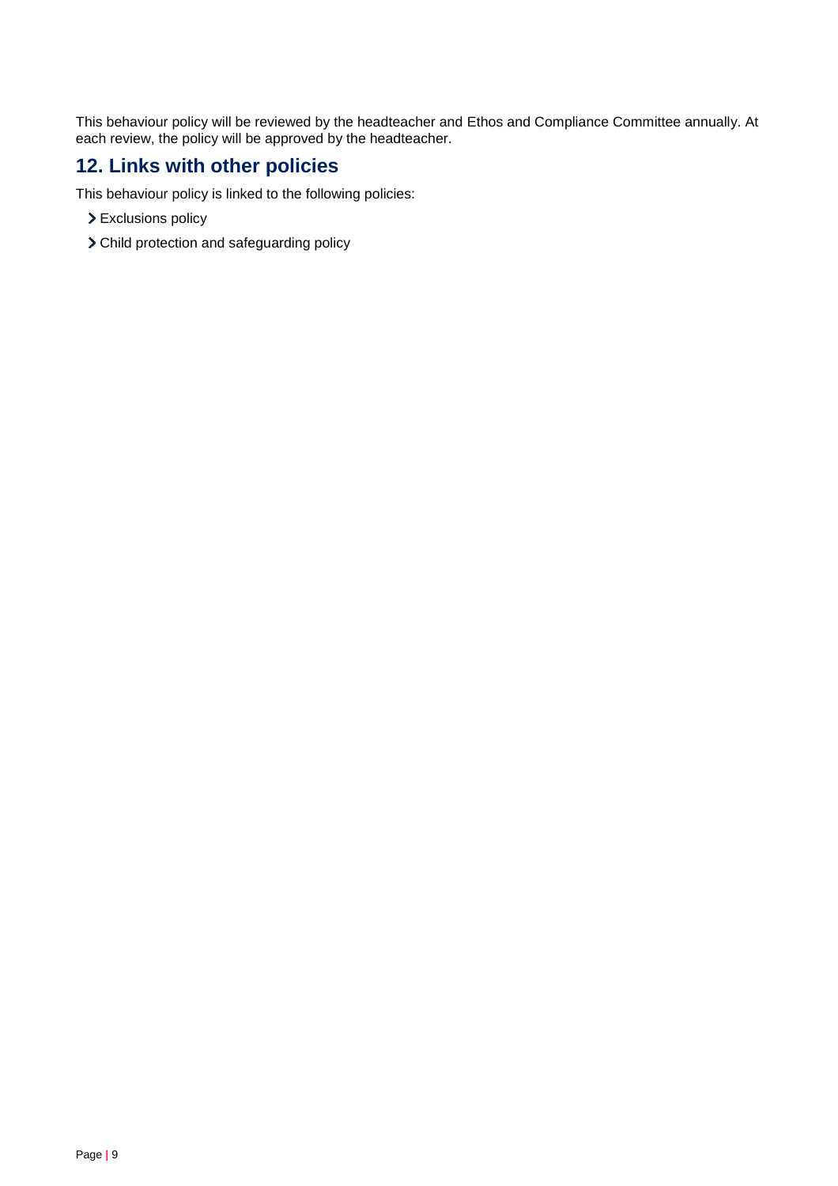This behaviour policy will be reviewed by the headteacher and Ethos and Compliance Committee annually. At each review, the policy will be approved by the headteacher.

## 12. Links with other policies

This behaviour policy is linked to the following policies:

- Exclusions policy
- Child protection and safeguarding policy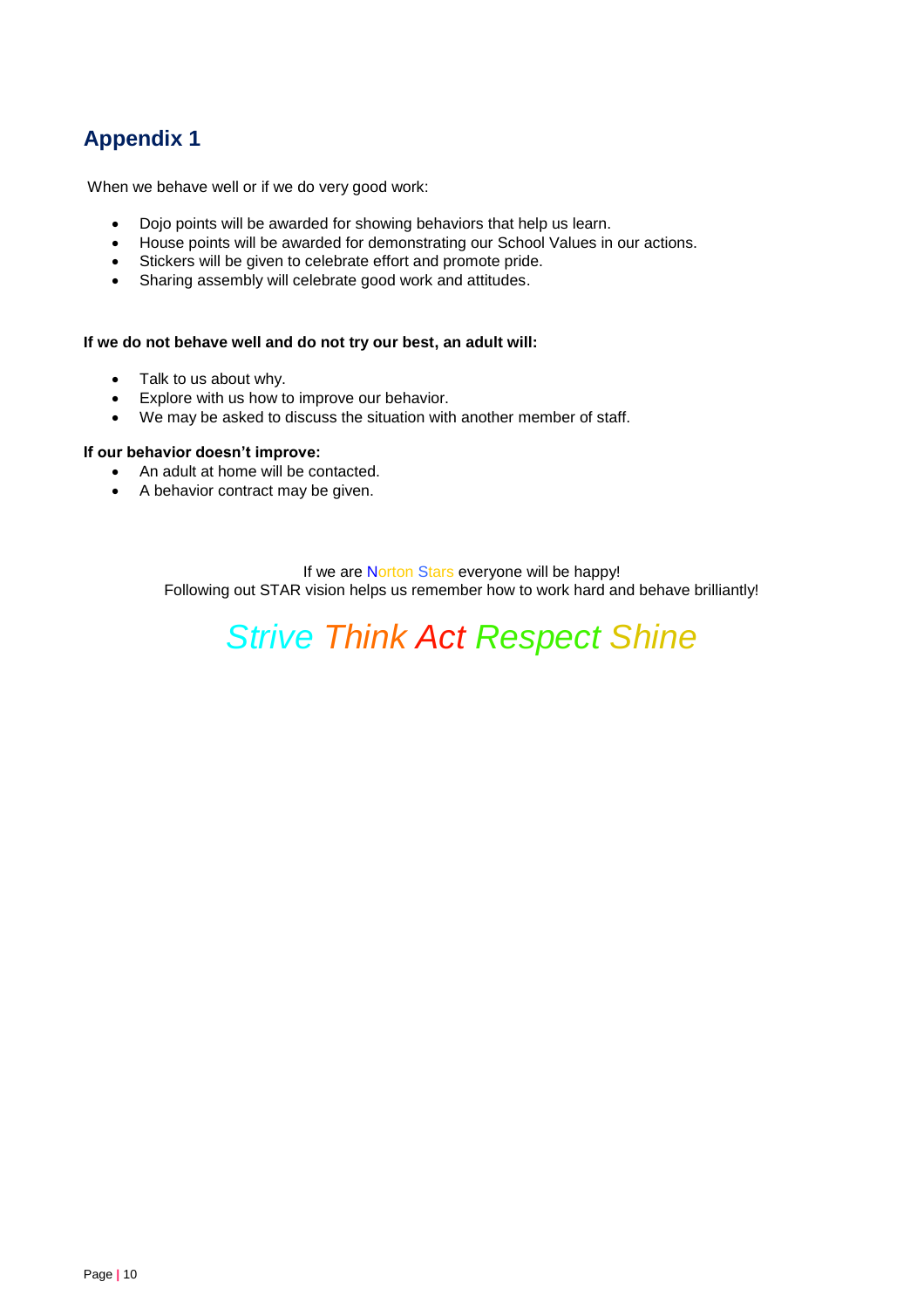## Appendix 1

When we behave well or if we do very good work:

- Dojo points will be awarded for showing behaviors that help us learn.
- House points will be awarded for demonstrating our School Values in our actions.
- Stickers will be given to celebrate effort and promote pride.
- Sharing assembly will celebrate good work and attitudes.

**If we do not behave well and do not try our best, an adult will:**

- Talk to us about why.
- Explore with us how to improve our behavior.
- We may be asked to discuss the situation with another member of staff.

**If our behavior doesn't improve:**

- An adult at home will be contacted.
- A behavior contract may be given.

If we are Norton Stars everyone will be happy!
Following out STAR vision helps us remember how to work hard and behave brilliantly!

*Strive Think Act Respect Shine*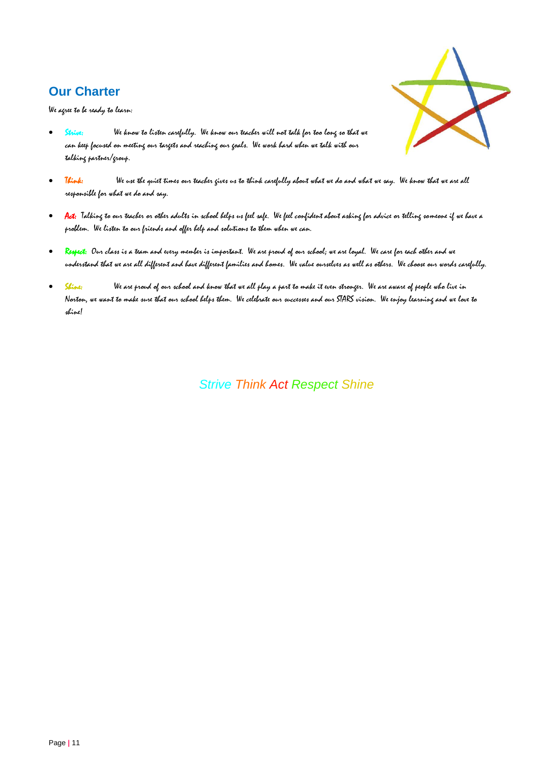## Our Charter

We agree to be ready to learn:

- **Strive:** We know to listen carefully. We know our teacher will not talk for too long so that we can keep focused on meeting our targets and reaching our goals. We work hard when we talk with our talking partner/group.
- **Think:** We use the quiet times our teacher gives us to think carefully about what we do and what we say. We know that we are all responsible for what we do and say.
- **Act:** Talking to our teacher or other adults in school helps us feel safe. We feel confident about asking for advice or telling someone if we have a problem. We listen to our friends and offer help and solutions to them when we can.
- **Respect:** Our class is a team and every member is important. We are proud of our school; we are loyal. We care for each other and we understand that we are all different and have different families and homes. We value ourselves as well as others. We choose our words carefully.
- **Shine:** We are proud of our school and know that we all play a part to make it even stronger. We are aware of people who live in Norton, we want to make sure that our school helps them. We celebrate our successes and our STARS vision. We enjoy learning and we love to shine!

*Strive Think Act Respect Shine*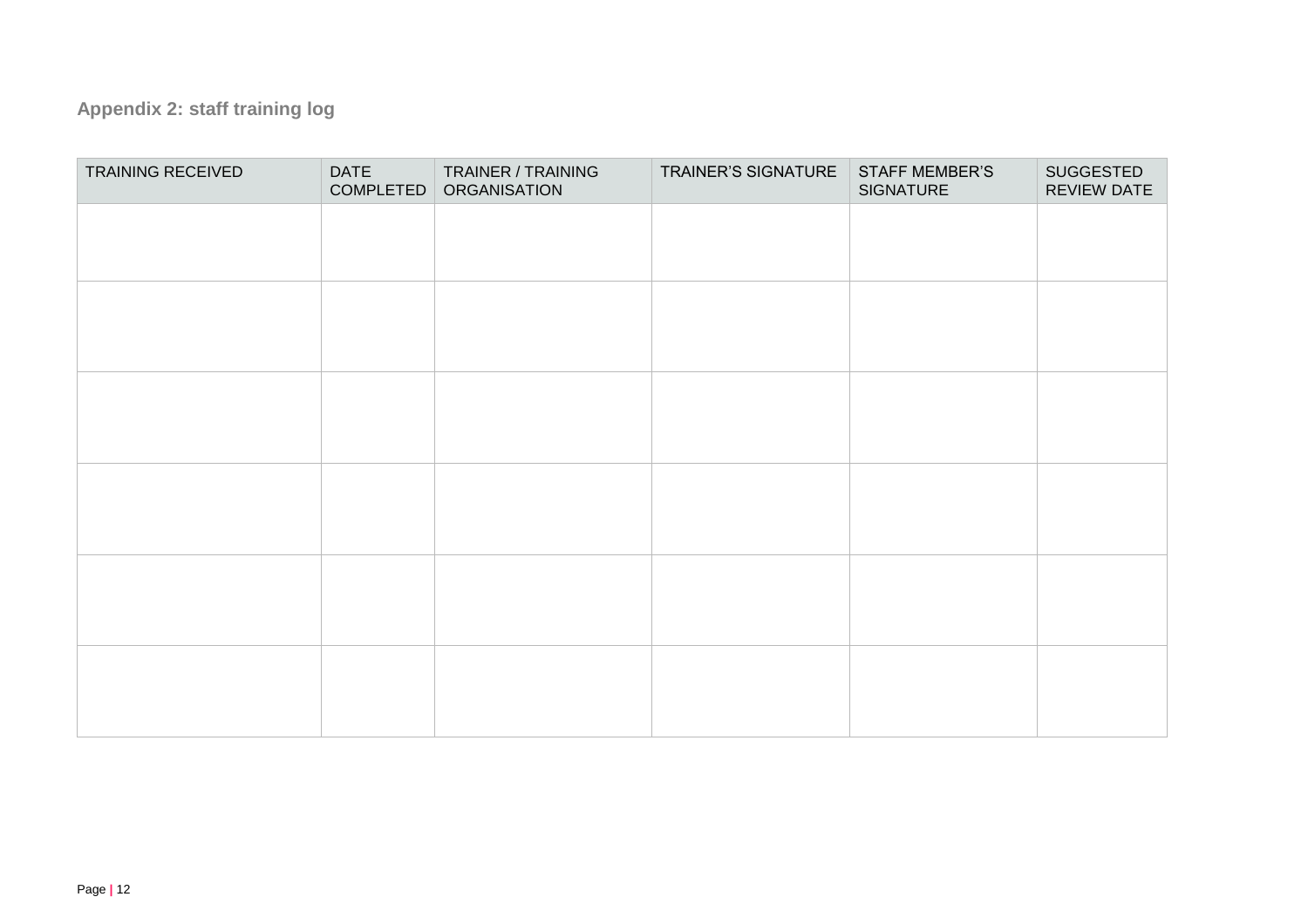## Appendix 2: staff training log

| TRAINING RECEIVED | DATE COMPLETED | TRAINER / TRAINING ORGANISATION | TRAINER'S SIGNATURE | STAFF MEMBER'S SIGNATURE | SUGGESTED REVIEW DATE |
|---|---|---|---|---|---|
| | | | | | |
| | | | | | |
| | | | | | |
| | | | | | |
| | | | | | |
| | | | | | |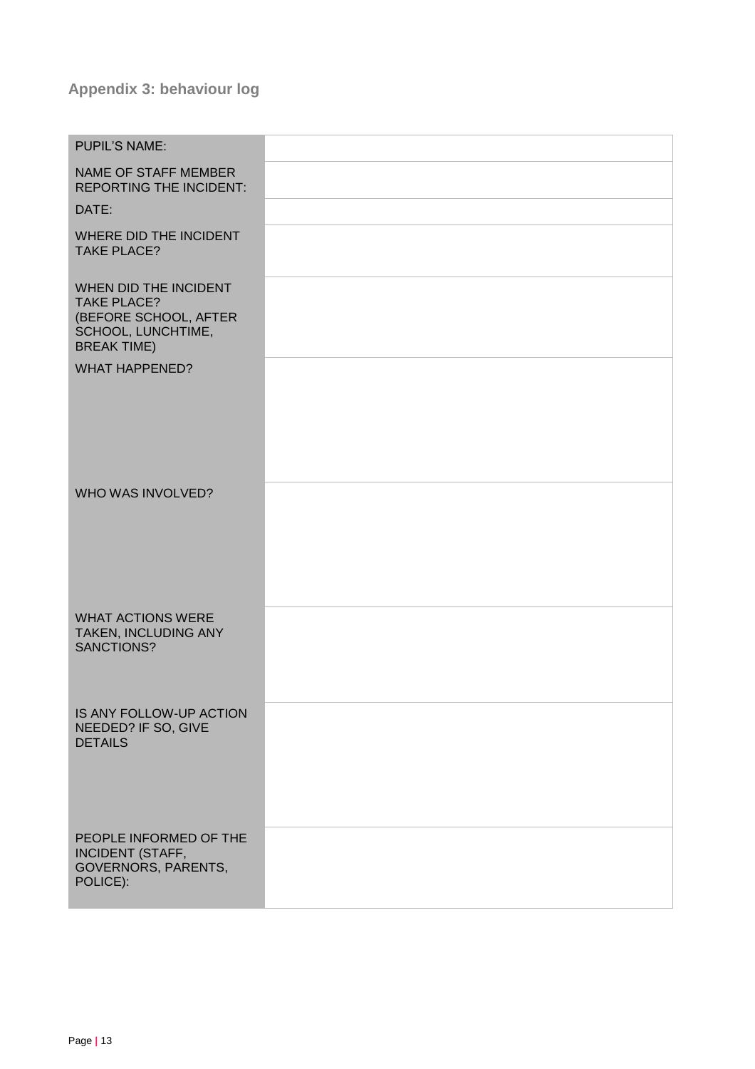## Appendix 3: behaviour log

| | |
|---|---|
| PUPIL'S NAME: | |
| NAME OF STAFF MEMBER REPORTING THE INCIDENT: | |
| DATE: | |
| WHERE DID THE INCIDENT TAKE PLACE? | |
| WHEN DID THE INCIDENT TAKE PLACE? (BEFORE SCHOOL, AFTER SCHOOL, LUNCHTIME, BREAK TIME) | |
| WHAT HAPPENED? | |
| WHO WAS INVOLVED? | |
| WHAT ACTIONS WERE TAKEN, INCLUDING ANY SANCTIONS? | |
| IS ANY FOLLOW-UP ACTION NEEDED? IF SO, GIVE DETAILS | |
| PEOPLE INFORMED OF THE INCIDENT (STAFF, GOVERNORS, PARENTS, POLICE): | |